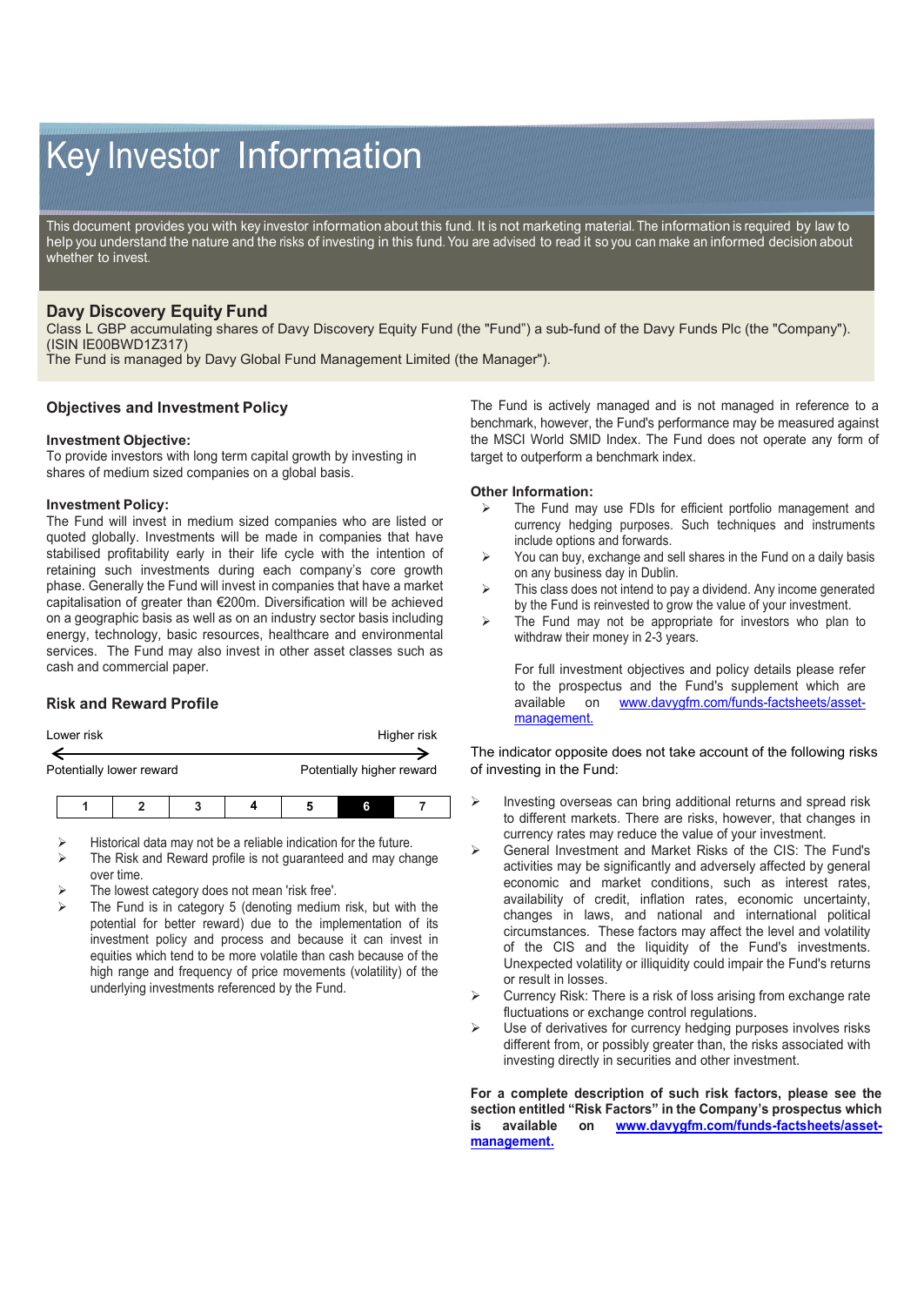# Key Investor Information

This document provides you with key investor information about this fund. It is not marketing material. The information is required by law to help you understand the nature and the risks of investing in this fund. You are advised to read it so you can make an informed decision about whether to invest.

## Davy Discovery Equity Fund

Class L GBP accumulating shares of Davy Discovery Equity Fund (the "Fund") a sub-fund of the Davy Funds Plc (the "Company"). (ISIN IE00BWD1Z317)
The Fund is managed by Davy Global Fund Management Limited (the Manager").

## Objectives and Investment Policy

**Investment Objective:**
To provide investors with long term capital growth by investing in shares of medium sized companies on a global basis.

**Investment Policy:**
The Fund will invest in medium sized companies who are listed or quoted globally. Investments will be made in companies that have stabilised profitability early in their life cycle with the intention of retaining such investments during each company's core growth phase. Generally the Fund will invest in companies that have a market capitalisation of greater than €200m. Diversification will be achieved on a geographic basis as well as on an industry sector basis including energy, technology, basic resources, healthcare and environmental services. The Fund may also invest in other asset classes such as cash and commercial paper.

The Fund is actively managed and is not managed in reference to a benchmark, however, the Fund's performance may be measured against the MSCI World SMID Index. The Fund does not operate any form of target to outperform a benchmark index.

**Other Information:**

- The Fund may use FDIs for efficient portfolio management and currency hedging purposes. Such techniques and instruments include options and forwards.
- You can buy, exchange and sell shares in the Fund on a daily basis on any business day in Dublin.
- This class does not intend to pay a dividend. Any income generated by the Fund is reinvested to grow the value of your investment.
- The Fund may not be appropriate for investors who plan to withdraw their money in 2-3 years.

For full investment objectives and policy details please refer to the prospectus and the Fund's supplement which are available on www.davygfm.com/funds-factsheets/asset-management.

## Risk and Reward Profile

| Lower risk | | | | | | Higher risk |
|---|---|---|---|---|---|---|
| Potentially lower reward | | | | | | Potentially higher reward |
| 1 | 2 | 3 | 4 | 5 | **6** | 7 |

- Historical data may not be a reliable indication for the future.
- The Risk and Reward profile is not guaranteed and may change over time.
- The lowest category does not mean 'risk free'.
- The Fund is in category 5 (denoting medium risk, but with the potential for better reward) due to the implementation of its investment policy and process and because it can invest in equities which tend to be more volatile than cash because of the high range and frequency of price movements (volatility) of the underlying investments referenced by the Fund.

The indicator opposite does not take account of the following risks of investing in the Fund:

- Investing overseas can bring additional returns and spread risk to different markets. There are risks, however, that changes in currency rates may reduce the value of your investment.
- General Investment and Market Risks of the CIS: The Fund's activities may be significantly and adversely affected by general economic and market conditions, such as interest rates, availability of credit, inflation rates, economic uncertainty, changes in laws, and national and international political circumstances. These factors may affect the level and volatility of the CIS and the liquidity of the Fund's investments. Unexpected volatility or illiquidity could impair the Fund's returns or result in losses.
- Currency Risk: There is a risk of loss arising from exchange rate fluctuations or exchange control regulations.
- Use of derivatives for currency hedging purposes involves risks different from, or possibly greater than, the risks associated with investing directly in securities and other investment.

**For a complete description of such risk factors, please see the section entitled "Risk Factors" in the Company's prospectus which is available on www.davygfm.com/funds-factsheets/asset-management.**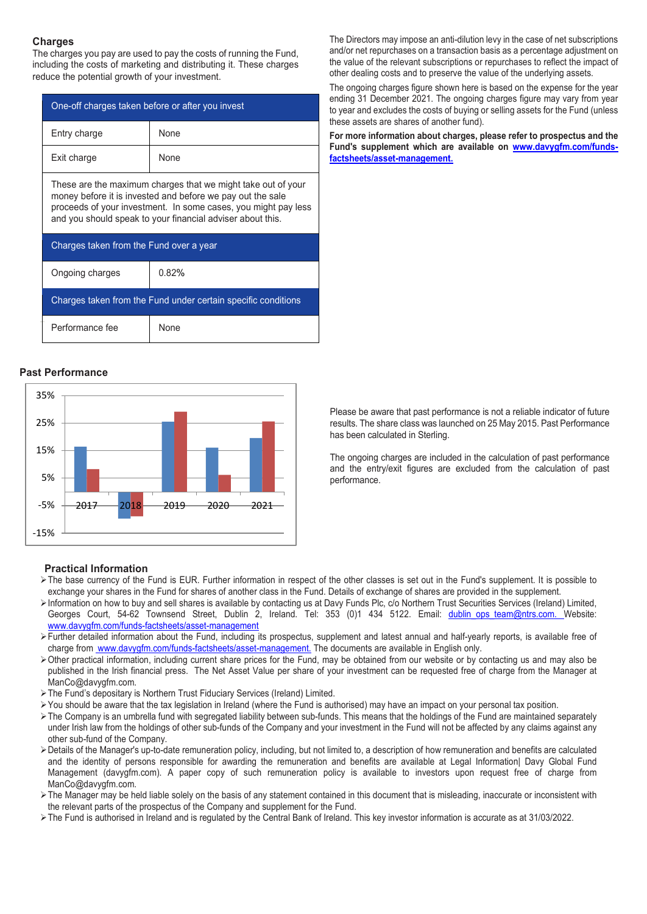## Charges

The charges you pay are used to pay the costs of running the Fund, including the costs of marketing and distributing it. These charges reduce the potential growth of your investment.

| One-off charges taken before or after you invest | |
|---|---|
| Entry charge | None |
| Exit charge | None |
| These are the maximum charges that we might take out of your money before it is invested and before we pay out the sale proceeds of your investment. In some cases, you might pay less and you should speak to your financial adviser about this. | |
| **Charges taken from the Fund over a year** | |
| Ongoing charges | 0.82% |
| **Charges taken from the Fund under certain specific conditions** | |
| Performance fee | None |

The Directors may impose an anti-dilution levy in the case of net subscriptions and/or net repurchases on a transaction basis as a percentage adjustment on the value of the relevant subscriptions or repurchases to reflect the impact of other dealing costs and to preserve the value of the underlying assets.

The ongoing charges figure shown here is based on the expense for the year ending 31 December 2021. The ongoing charges figure may vary from year to year and excludes the costs of buying or selling assets for the Fund (unless these assets are shares of another fund).

**For more information about charges, please refer to prospectus and the Fund's supplement which are available on [www.davygfm.com/funds-factsheets/asset-management.](www.davygfm.com/funds-factsheets/asset-management)**

## Past Performance

35%
25%
15%
5%
-5%
-15%
2017
2018
2019
2020
2021

Please be aware that past performance is not a reliable indicator of future results. The share class was launched on 25 May 2015. Past Performance has been calculated in Sterling.

The ongoing charges are included in the calculation of past performance and the entry/exit figures are excluded from the calculation of past performance.

## Practical Information

- The base currency of the Fund is EUR. Further information in respect of the other classes is set out in the Fund's supplement. It is possible to exchange your shares in the Fund for shares of another class in the Fund. Details of exchange of shares are provided in the supplement.
- Information on how to buy and sell shares is available by contacting us at Davy Funds Plc, c/o Northern Trust Securities Services (Ireland) Limited, Georges Court, 54-62 Townsend Street, Dublin 2, Ireland. Tel: 353 (0)1 434 5122. Email: dublin_ops_team@ntrs.com. Website: www.davygfm.com/funds-factsheets/asset-management
- Further detailed information about the Fund, including its prospectus, supplement and latest annual and half-yearly reports, is available free of charge from www.davygfm.com/funds-factsheets/asset-management. The documents are available in English only.
- Other practical information, including current share prices for the Fund, may be obtained from our website or by contacting us and may also be published in the Irish financial press. The Net Asset Value per share of your investment can be requested free of charge from the Manager at ManCo@davygfm.com.
- The Fund's depositary is Northern Trust Fiduciary Services (Ireland) Limited.
- You should be aware that the tax legislation in Ireland (where the Fund is authorised) may have an impact on your personal tax position.
- The Company is an umbrella fund with segregated liability between sub-funds. This means that the holdings of the Fund are maintained separately under Irish law from the holdings of other sub-funds of the Company and your investment in the Fund will not be affected by any claims against any other sub-fund of the Company.
- Details of the Manager's up-to-date remuneration policy, including, but not limited to, a description of how remuneration and benefits are calculated and the identity of persons responsible for awarding the remuneration and benefits are available at Legal Information| Davy Global Fund Management (davygfm.com). A paper copy of such remuneration policy is available to investors upon request free of charge from ManCo@davygfm.com.
- The Manager may be held liable solely on the basis of any statement contained in this document that is misleading, inaccurate or inconsistent with the relevant parts of the prospectus of the Company and supplement for the Fund.
- The Fund is authorised in Ireland and is regulated by the Central Bank of Ireland. This key investor information is accurate as at 31/03/2022.